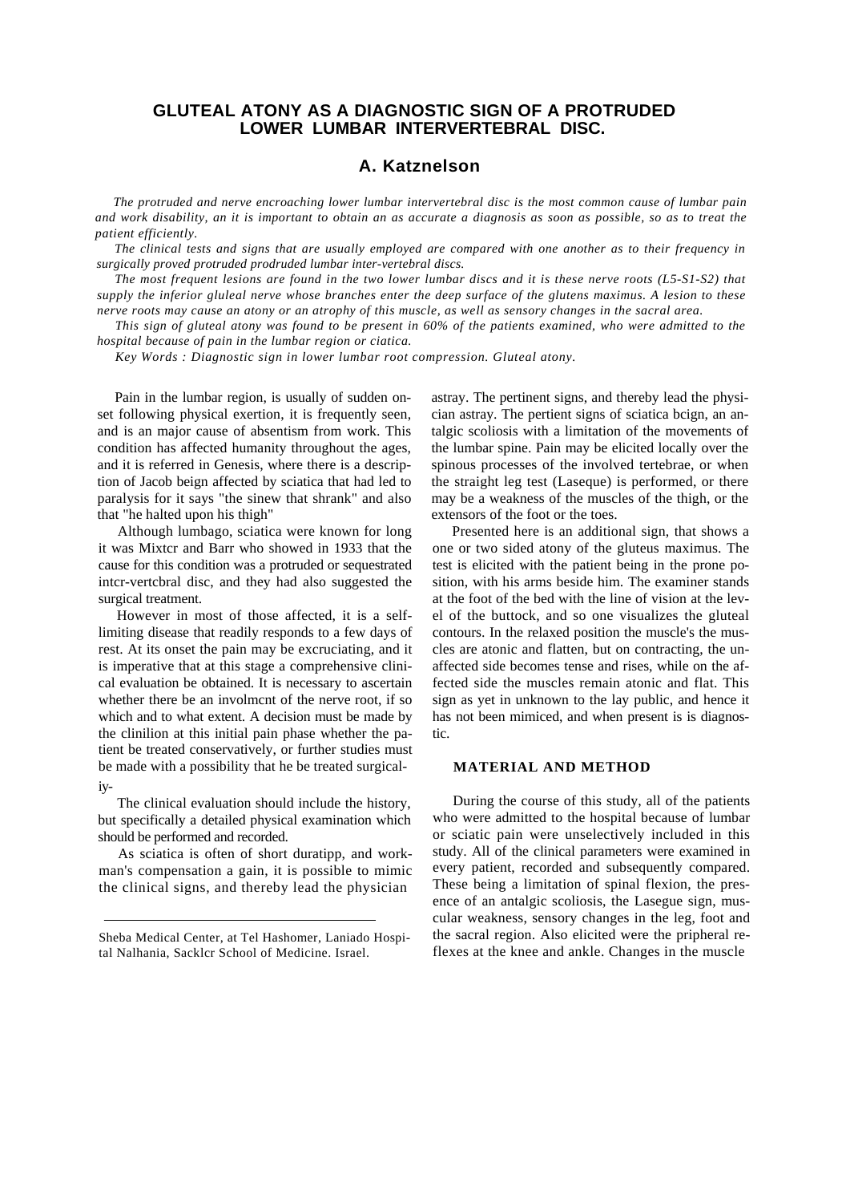# GLUTEAL ATONY AS A DIAGNOSTIC SIGN OF A PROTRUDED LOWER LUMBAR INTERVERTEBRAL DISC.

## A. Katznelson

*The protruded and nerve encroaching lower lumbar intervertebral disc is the most common cause of lumbar pain and work disability, an it is important to obtain an as accurate a diagnosis as soon as possible, so as to treat the patient efficiently.*

*The clinical tests and signs that are usually employed are compared with one another as to their frequency in surgically proved protruded prodruded lumbar inter-vertebral discs.*

*The most frequent lesions are found in the two lower lumbar discs and it is these nerve roots (L5-S1-S2) that supply the inferior gluleal nerve whose branches enter the deep surface of the glutens maximus. A lesion to these nerve roots may cause an atony or an atrophy of this muscle, as well as sensory changes in the sacral area.*

*This sign of gluteal atony was found to be present in 60% of the patients examined, who were admitted to the hospital because of pain in the lumbar region or ciatica.*

*Key Words : Diagnostic sign in lower lumbar root compression. Gluteal atony.*

Pain in the lumbar region, is usually of sudden onset following physical exertion, it is frequently seen, and is an major cause of absentism from work. This condition has affected humanity throughout the ages, and it is referred in Genesis, where there is a description of Jacob beign affected by sciatica that had led to paralysis for it says "the sinew that shrank" and also that "he halted upon his thigh"

Although lumbago, sciatica were known for long it was Mixtcr and Barr who showed in 1933 that the cause for this condition was a protruded or sequestrated intcr-vertcbral disc, and they had also suggested the surgical treatment.

However in most of those affected, it is a self-limiting disease that readily responds to a few days of rest. At its onset the pain may be excruciating, and it is imperative that at this stage a comprehensive clinical evaluation be obtained. It is necessary to ascertain whether there be an involmcnt of the nerve root, if so which and to what extent. A decision must be made by the clinilion at this initial pain phase whether the patient be treated conservatively, or further studies must be made with a possibility that he be treated surgicaliy-

The clinical evaluation should include the history, but specifically a detailed physical examination which should be performed and recorded.

As sciatica is often of short duratipp, and workman's compensation a gain, it is possible to mimic the clinical signs, and thereby lead the physician astray. The pertinent signs, and thereby lead the physician astray. The pertient signs of sciatica bcign, an antalgic scoliosis with a limitation of the movements of the lumbar spine. Pain may be elicited locally over the spinous processes of the involved tertebrae, or when the straight leg test (Laseque) is performed, or there may be a weakness of the muscles of the thigh, or the extensors of the foot or the toes.

Presented here is an additional sign, that shows a one or two sided atony of the gluteus maximus. The test is elicited with the patient being in the prone position, with his arms beside him. The examiner stands at the foot of the bed with the line of vision at the level of the buttock, and so one visualizes the gluteal contours. In the relaxed position the muscle's the muscles are atonic and flatten, but on contracting, the unaffected side becomes tense and rises, while on the affected side the muscles remain atonic and flat. This sign as yet in unknown to the lay public, and hence it has not been mimiced, and when present is is diagnostic.

### MATERIAL AND METHOD

During the course of this study, all of the patients who were admitted to the hospital because of lumbar or sciatic pain were unselectively included in this study. All of the clinical parameters were examined in every patient, recorded and subsequently compared. These being a limitation of spinal flexion, the presence of an antalgic scoliosis, the Lasegue sign, muscular weakness, sensory changes in the leg, foot and the sacral region. Also elicited were the pripheral reflexes at the knee and ankle. Changes in the muscle

Sheba Medical Center, at Tel Hashomer, Laniado Hospital Nalhania, Sacklcr School of Medicine. Israel.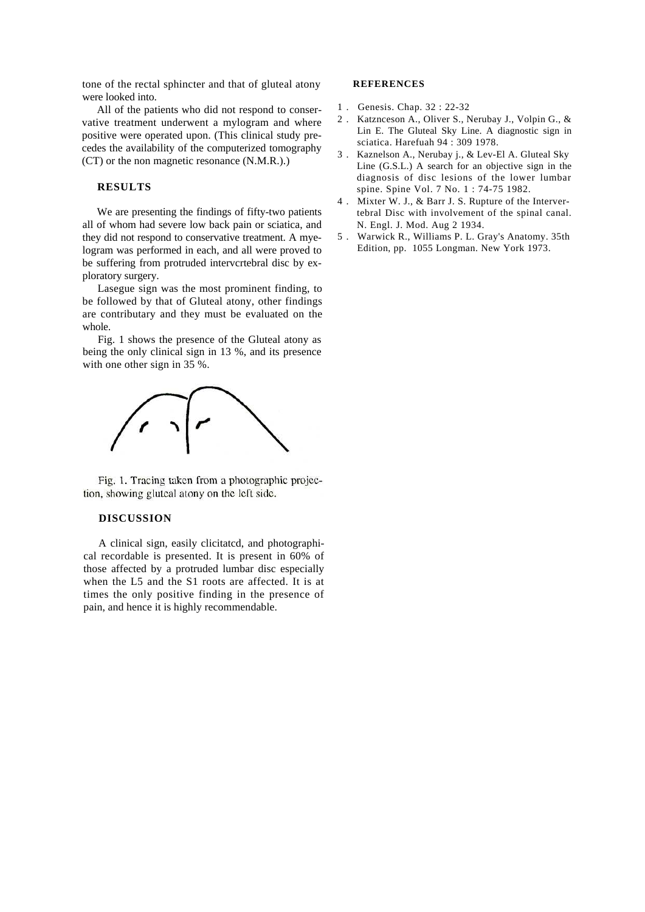tone of the rectal sphincter and that of gluteal atony were looked into.

All of the patients who did not respond to conservative treatment underwent a mylogram and where positive were operated upon. (This clinical study precedes the availability of the computerized tomography (CT) or the non magnetic resonance (N.M.R.).)

## RESULTS

We are presenting the findings of fifty-two patients all of whom had severe low back pain or sciatica, and they did not respond to conservative treatment. A myelogram was performed in each, and all were proved to be suffering from protruded intervcrtebral disc by exploratory surgery.

Lasegue sign was the most prominent finding, to be followed by that of Gluteal atony, other findings are contributary and they must be evaluated on the whole.

Fig. 1 shows the presence of the Gluteal atony as being the only clinical sign in 13 %, and its presence with one other sign in 35 %.

Fig. 1. Tracing taken from a photographic projection, showing gluteal atony on the left side.

## DISCUSSION

A clinical sign, easily clicitatcd, and photographical recordable is presented. It is present in 60% of those affected by a protruded lumbar disc especially when the L5 and the S1 roots are affected. It is at times the only positive finding in the presence of pain, and hence it is highly recommendable.

## REFERENCES

1. Genesis. Chap. 32 : 22-32
2. Katznceson A., Oliver S., Nerubay J., Volpin G., & Lin E. The Gluteal Sky Line. A diagnostic sign in sciatica. Harefuah 94 : 309 1978.
3. Kaznelson A., Nerubay j., & Lev-El A. Gluteal Sky Line (G.S.L.) A search for an objective sign in the diagnosis of disc lesions of the lower lumbar spine. Spine Vol. 7 No. 1 : 74-75 1982.
4. Mixter W. J., & Barr J. S. Rupture of the Intervertebral Disc with involvement of the spinal canal. N. Engl. J. Mod. Aug 2 1934.
5. Warwick R., Williams P. L. Gray's Anatomy. 35th Edition, pp. 1055 Longman. New York 1973.